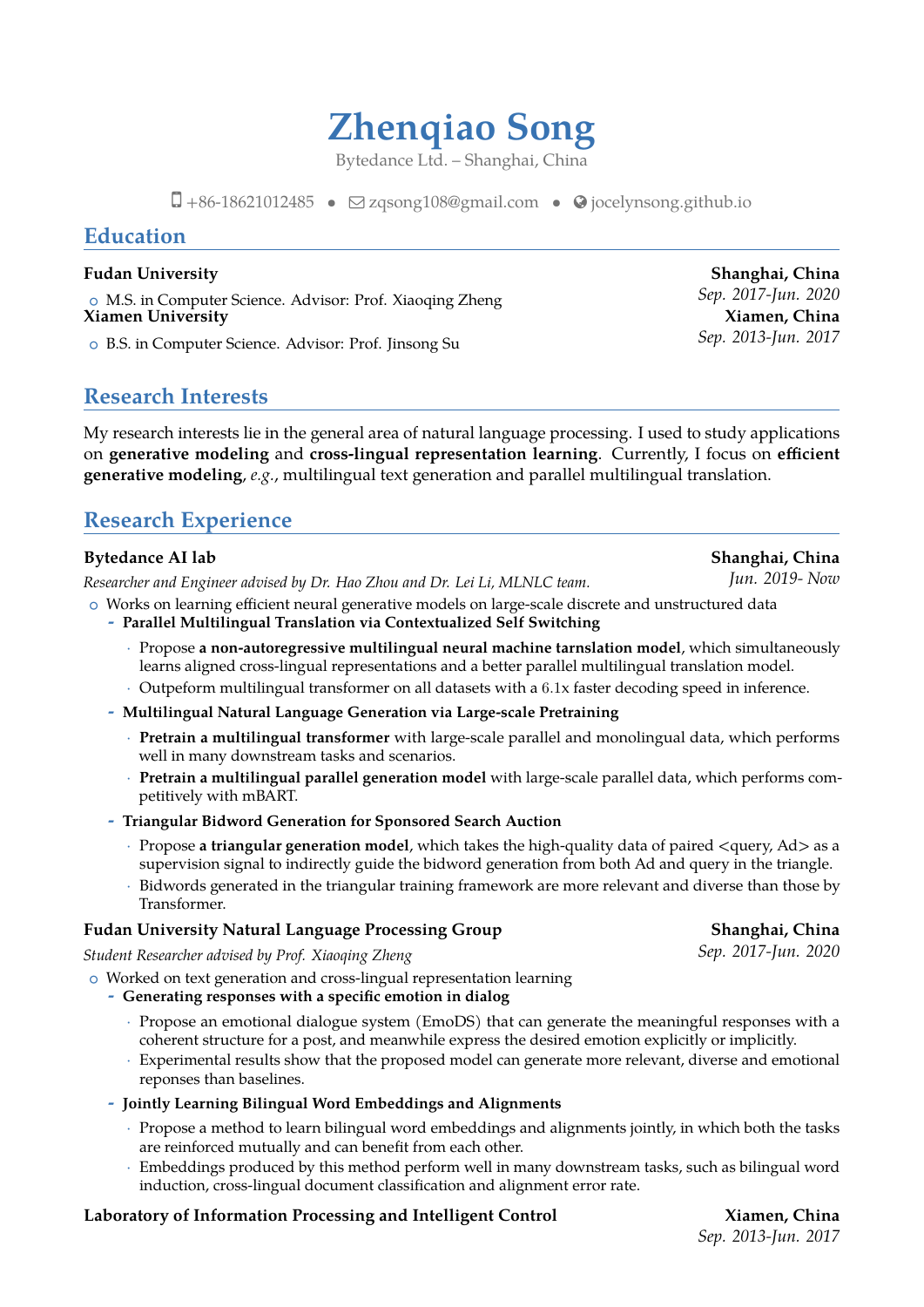# Zhenqiao Song

Bytedance Ltd. – Shanghai, China

+86-18621012485 • zqsong108@gmail.com • jocelynsong.github.io

## Education

**Fudan University** — **Shanghai, China**
- M.S. in Computer Science. Advisor: Prof. Xiaoqing Zheng — *Sep. 2017-Jun. 2020*

**Xiamen University** — **Xiamen, China**
- B.S. in Computer Science. Advisor: Prof. Jinsong Su — *Sep. 2013-Jun. 2017*

## Research Interests

My research interests lie in the general area of natural language processing. I used to study applications on **generative modeling** and **cross-lingual representation learning**. Currently, I focus on **efficient generative modeling**, *e.g.*, multilingual text generation and parallel multilingual translation.

## Research Experience

**Bytedance AI lab** — **Shanghai, China**

*Researcher and Engineer advised by Dr. Hao Zhou and Dr. Lei Li, MLNLC team.* — *Jun. 2019- Now*

- Works on learning efficient neural generative models on large-scale discrete and unstructured data
  - **Parallel Multilingual Translation via Contextualized Self Switching**
    - Propose **a non-autoregressive multilingual neural machine tarnslation model**, which simultaneously learns aligned cross-lingual representations and a better parallel multilingual translation model.
    - Outpeform multilingual transformer on all datasets with a 6.1x faster decoding speed in inference.
  - **Multilingual Natural Language Generation via Large-scale Pretraining**
    - **Pretrain a multilingual transformer** with large-scale parallel and monolingual data, which performs well in many downstream tasks and scenarios.
    - **Pretrain a multilingual parallel generation model** with large-scale parallel data, which performs competitively with mBART.
  - **Triangular Bidword Generation for Sponsored Search Auction**
    - Propose **a triangular generation model**, which takes the high-quality data of paired <query, Ad> as a supervision signal to indirectly guide the bidword generation from both Ad and query in the triangle.
    - Bidwords generated in the triangular training framework are more relevant and diverse than those by Transformer.

**Fudan University Natural Language Processing Group** — **Shanghai, China**

*Student Researcher advised by Prof. Xiaoqing Zheng* — *Sep. 2017-Jun. 2020*

- Worked on text generation and cross-lingual representation learning
  - **Generating responses with a specific emotion in dialog**
    - Propose an emotional dialogue system (EmoDS) that can generate the meaningful responses with a coherent structure for a post, and meanwhile express the desired emotion explicitly or implicitly.
    - Experimental results show that the proposed model can generate more relevant, diverse and emotional reponses than baselines.
  - **Jointly Learning Bilingual Word Embeddings and Alignments**
    - Propose a method to learn bilingual word embeddings and alignments jointly, in which both the tasks are reinforced mutually and can benefit from each other.
    - Embeddings produced by this method perform well in many downstream tasks, such as bilingual word induction, cross-lingual document classification and alignment error rate.

**Laboratory of Information Processing and Intelligent Control** — **Xiamen, China**

*Sep. 2013-Jun. 2017*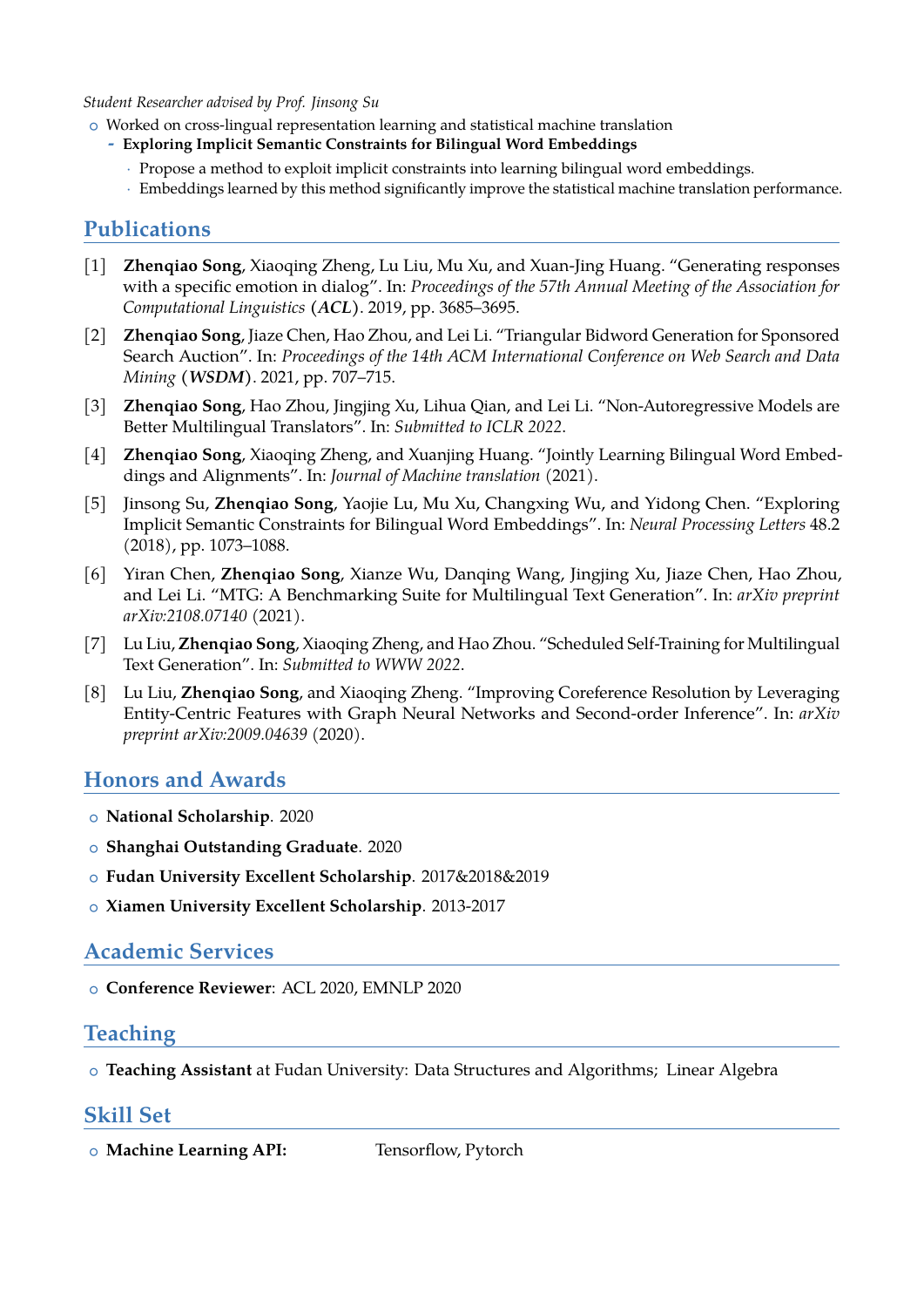*Student Researcher advised by Prof. Jinsong Su*

- Worked on cross-lingual representation learning and statistical machine translation
  - **Exploring Implicit Semantic Constraints for Bilingual Word Embeddings**
    - Propose a method to exploit implicit constraints into learning bilingual word embeddings.
    - Embeddings learned by this method significantly improve the statistical machine translation performance.

## Publications

[1] **Zhenqiao Song**, Xiaoqing Zheng, Lu Liu, Mu Xu, and Xuan-Jing Huang. "Generating responses with a specific emotion in dialog". In: *Proceedings of the 57th Annual Meeting of the Association for Computational Linguistics* (***ACL***). 2019, pp. 3685–3695.

[2] **Zhenqiao Song**, Jiaze Chen, Hao Zhou, and Lei Li. "Triangular Bidword Generation for Sponsored Search Auction". In: *Proceedings of the 14th ACM International Conference on Web Search and Data Mining* (***WSDM***). 2021, pp. 707–715.

[3] **Zhenqiao Song**, Hao Zhou, Jingjing Xu, Lihua Qian, and Lei Li. "Non-Autoregressive Models are Better Multilingual Translators". In: *Submitted to ICLR 2022*.

[4] **Zhenqiao Song**, Xiaoqing Zheng, and Xuanjing Huang. "Jointly Learning Bilingual Word Embeddings and Alignments". In: *Journal of Machine translation* (2021).

[5] Jinsong Su, **Zhenqiao Song**, Yaojie Lu, Mu Xu, Changxing Wu, and Yidong Chen. "Exploring Implicit Semantic Constraints for Bilingual Word Embeddings". In: *Neural Processing Letters* 48.2 (2018), pp. 1073–1088.

[6] Yiran Chen, **Zhenqiao Song**, Xianze Wu, Danqing Wang, Jingjing Xu, Jiaze Chen, Hao Zhou, and Lei Li. "MTG: A Benchmarking Suite for Multilingual Text Generation". In: *arXiv preprint arXiv:2108.07140* (2021).

[7] Lu Liu, **Zhenqiao Song**, Xiaoqing Zheng, and Hao Zhou. "Scheduled Self-Training for Multilingual Text Generation". In: *Submitted to WWW 2022*.

[8] Lu Liu, **Zhenqiao Song**, and Xiaoqing Zheng. "Improving Coreference Resolution by Leveraging Entity-Centric Features with Graph Neural Networks and Second-order Inference". In: *arXiv preprint arXiv:2009.04639* (2020).

## Honors and Awards

- **National Scholarship**. 2020
- **Shanghai Outstanding Graduate**. 2020
- **Fudan University Excellent Scholarship**. 2017&2018&2019
- **Xiamen University Excellent Scholarship**. 2013-2017

## Academic Services

- **Conference Reviewer**: ACL 2020, EMNLP 2020

## Teaching

- **Teaching Assistant** at Fudan University: Data Structures and Algorithms; Linear Algebra

## Skill Set

- **Machine Learning API:** Tensorflow, Pytorch